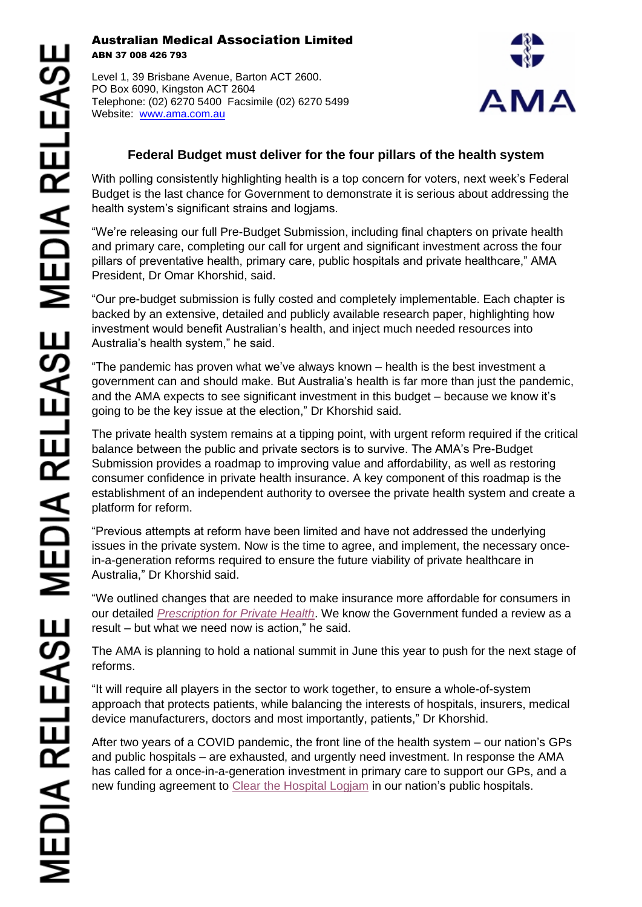**Australian Medical Association Limited**
**ABN 37 008 426 793**

Level 1, 39 Brisbane Avenue, Barton ACT 2600.
PO Box 6090, Kingston ACT 2604
Telephone: (02) 6270 5400 Facsimile (02) 6270 5499
Website: www.ama.com.au

MEDIA RELEASE MEDIA RELEASE MEDIA RELEASE MEDIA RELEASE

## Federal Budget must deliver for the four pillars of the health system

With polling consistently highlighting health is a top concern for voters, next week's Federal Budget is the last chance for Government to demonstrate it is serious about addressing the health system's significant strains and logjams.

"We're releasing our full Pre-Budget Submission, including final chapters on private health and primary care, completing our call for urgent and significant investment across the four pillars of preventative health, primary care, public hospitals and private healthcare," AMA President, Dr Omar Khorshid, said.

"Our pre-budget submission is fully costed and completely implementable. Each chapter is backed by an extensive, detailed and publicly available research paper, highlighting how investment would benefit Australian's health, and inject much needed resources into Australia's health system," he said.

"The pandemic has proven what we've always known – health is the best investment a government can and should make. But Australia's health is far more than just the pandemic, and the AMA expects to see significant investment in this budget – because we know it's going to be the key issue at the election," Dr Khorshid said.

The private health system remains at a tipping point, with urgent reform required if the critical balance between the public and private sectors is to survive. The AMA's Pre-Budget Submission provides a roadmap to improving value and affordability, as well as restoring consumer confidence in private health insurance. A key component of this roadmap is the establishment of an independent authority to oversee the private health system and create a platform for reform.

"Previous attempts at reform have been limited and have not addressed the underlying issues in the private system. Now is the time to agree, and implement, the necessary once-in-a-generation reforms required to ensure the future viability of private healthcare in Australia," Dr Khorshid said.

"We outlined changes that are needed to make insurance more affordable for consumers in our detailed *Prescription for Private Health*. We know the Government funded a review as a result – but what we need now is action," he said.

The AMA is planning to hold a national summit in June this year to push for the next stage of reforms.

"It will require all players in the sector to work together, to ensure a whole-of-system approach that protects patients, while balancing the interests of hospitals, insurers, medical device manufacturers, doctors and most importantly, patients," Dr Khorshid.

After two years of a COVID pandemic, the front line of the health system – our nation's GPs and public hospitals – are exhausted, and urgently need investment. In response the AMA has called for a once-in-a-generation investment in primary care to support our GPs, and a new funding agreement to Clear the Hospital Logjam in our nation's public hospitals.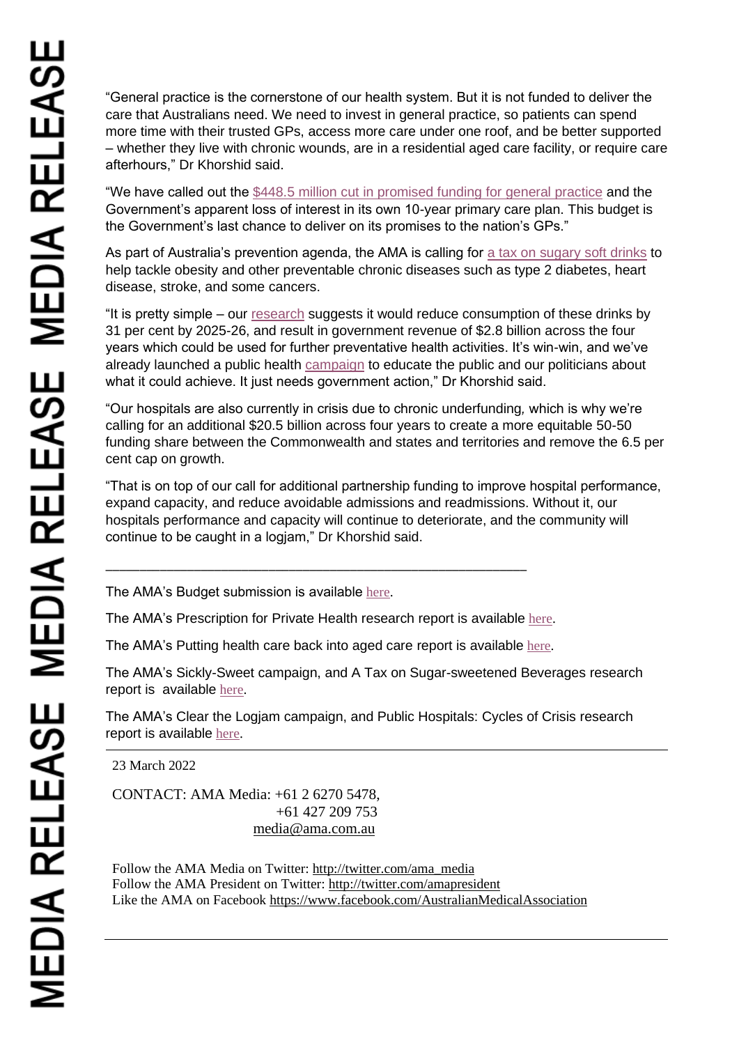"General practice is the cornerstone of our health system. But it is not funded to deliver the care that Australians need. We need to invest in general practice, so patients can spend more time with their trusted GPs, access more care under one roof, and be better supported – whether they live with chronic wounds, are in a residential aged care facility, or require care afterhours," Dr Khorshid said.

"We have called out the $448.5 million cut in promised funding for general practice and the Government's apparent loss of interest in its own 10-year primary care plan. This budget is the Government's last chance to deliver on its promises to the nation's GPs."

As part of Australia's prevention agenda, the AMA is calling for a tax on sugary soft drinks to help tackle obesity and other preventable chronic diseases such as type 2 diabetes, heart disease, stroke, and some cancers.

"It is pretty simple – our research suggests it would reduce consumption of these drinks by 31 per cent by 2025-26, and result in government revenue of $2.8 billion across the four years which could be used for further preventative health activities. It's win-win, and we've already launched a public health campaign to educate the public and our politicians about what it could achieve. It just needs government action," Dr Khorshid said.

"Our hospitals are also currently in crisis due to chronic underfunding, which is why we're calling for an additional $20.5 billion across four years to create a more equitable 50-50 funding share between the Commonwealth and states and territories and remove the 6.5 per cent cap on growth.

"That is on top of our call for additional partnership funding to improve hospital performance, expand capacity, and reduce avoidable admissions and readmissions. Without it, our hospitals performance and capacity will continue to deteriorate, and the community will continue to be caught in a logjam," Dr Khorshid said.

---

The AMA's Budget submission is available here.

The AMA's Prescription for Private Health research report is available here.

The AMA's Putting health care back into aged care report is available here.

The AMA's Sickly-Sweet campaign, and A Tax on Sugar-sweetened Beverages research report is available here.

The AMA's Clear the Logjam campaign, and Public Hospitals: Cycles of Crisis research report is available here.

---

23 March 2022

CONTACT: AMA Media: +61 2 6270 5478,
+61 427 209 753
media@ama.com.au

Follow the AMA Media on Twitter: http://twitter.com/ama_media
Follow the AMA President on Twitter: http://twitter.com/amapresident
Like the AMA on Facebook https://www.facebook.com/AustralianMedicalAssociation